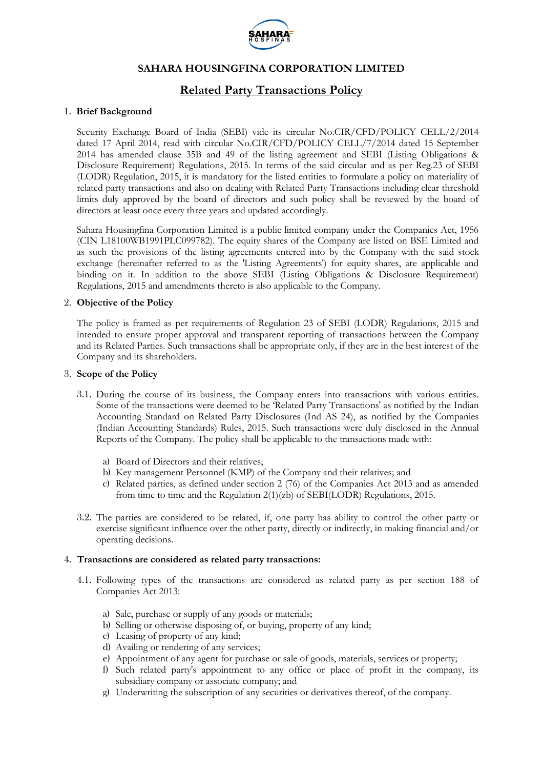# SAHARA HOUSINGFINA CORPORATION LIMITED

## Related Party Transactions Policy

### 1. Brief Background

Security Exchange Board of India (SEBI) vide its circular No.CIR/CFD/POLICY CELL/2/2014 dated 17 April 2014, read with circular No.CIR/CFD/POLICY CELL/7/2014 dated 15 September 2014 has amended clause 35B and 49 of the listing agreement and SEBI (Listing Obligations & Disclosure Requirement) Regulations, 2015. In terms of the said circular and as per Reg.23 of SEBI (LODR) Regulation, 2015, it is mandatory for the listed entities to formulate a policy on materiality of related party transactions and also on dealing with Related Party Transactions including clear threshold limits duly approved by the board of directors and such policy shall be reviewed by the board of directors at least once every three years and updated accordingly.

Sahara Housingfina Corporation Limited is a public limited company under the Companies Act, 1956 (CIN L18100WB1991PLC099782). The equity shares of the Company are listed on BSE Limited and as such the provisions of the listing agreements entered into by the Company with the said stock exchange (hereinafter referred to as the 'Listing Agreements') for equity shares, are applicable and binding on it. In addition to the above SEBI (Listing Obligations & Disclosure Requirement) Regulations, 2015 and amendments thereto is also applicable to the Company.

### 2. Objective of the Policy

The policy is framed as per requirements of Regulation 23 of SEBI (LODR) Regulations, 2015 and intended to ensure proper approval and transparent reporting of transactions between the Company and its Related Parties. Such transactions shall be appropriate only, if they are in the best interest of the Company and its shareholders.

### 3. Scope of the Policy

3.1. During the course of its business, the Company enters into transactions with various entities. Some of the transactions were deemed to be 'Related Party Transactions' as notified by the Indian Accounting Standard on Related Party Disclosures (Ind AS 24), as notified by the Companies (Indian Accounting Standards) Rules, 2015. Such transactions were duly disclosed in the Annual Reports of the Company. The policy shall be applicable to the transactions made with:

a) Board of Directors and their relatives;
b) Key management Personnel (KMP) of the Company and their relatives; and
c) Related parties, as defined under section 2 (76) of the Companies Act 2013 and as amended from time to time and the Regulation 2(1)(zb) of SEBI(LODR) Regulations, 2015.

3.2. The parties are considered to be related, if, one party has ability to control the other party or exercise significant influence over the other party, directly or indirectly, in making financial and/or operating decisions.

### 4. Transactions are considered as related party transactions:

4.1. Following types of the transactions are considered as related party as per section 188 of Companies Act 2013:

a) Sale, purchase or supply of any goods or materials;
b) Selling or otherwise disposing of, or buying, property of any kind;
c) Leasing of property of any kind;
d) Availing or rendering of any services;
e) Appointment of any agent for purchase or sale of goods, materials, services or property;
f) Such related party's appointment to any office or place of profit in the company, its subsidiary company or associate company; and
g) Underwriting the subscription of any securities or derivatives thereof, of the company.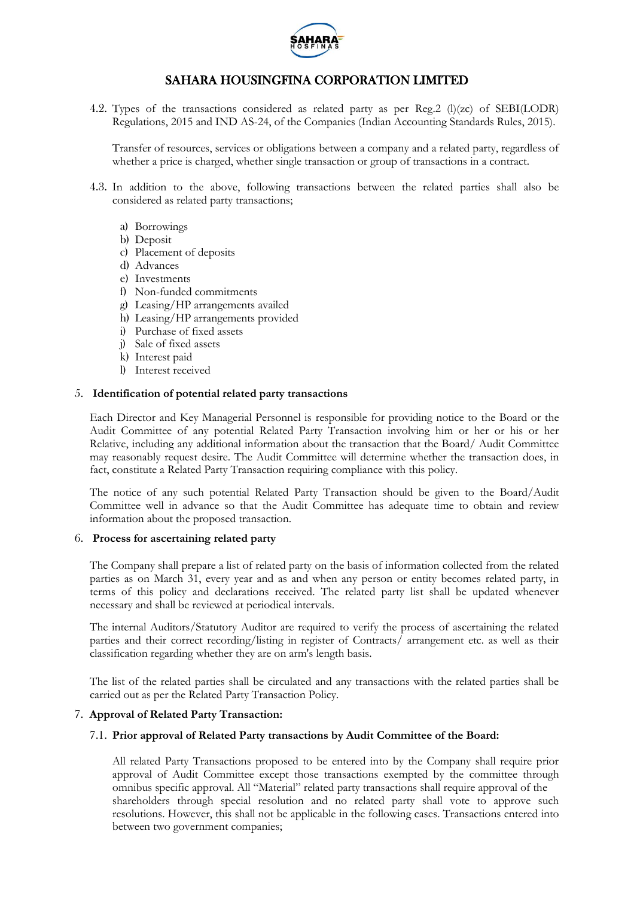# SAHARA HOUSINGFINA CORPORATION LIMITED

4.2. Types of the transactions considered as related party as per Reg.2 (l)(zc) of SEBI(LODR) Regulations, 2015 and IND AS-24, of the Companies (Indian Accounting Standards Rules, 2015).

Transfer of resources, services or obligations between a company and a related party, regardless of whether a price is charged, whether single transaction or group of transactions in a contract.

4.3. In addition to the above, following transactions between the related parties shall also be considered as related party transactions;

a) Borrowings
b) Deposit
c) Placement of deposits
d) Advances
e) Investments
f) Non-funded commitments
g) Leasing/HP arrangements availed
h) Leasing/HP arrangements provided
i) Purchase of fixed assets
j) Sale of fixed assets
k) Interest paid
l) Interest received

## 5. Identification of potential related party transactions

Each Director and Key Managerial Personnel is responsible for providing notice to the Board or the Audit Committee of any potential Related Party Transaction involving him or her or his or her Relative, including any additional information about the transaction that the Board/ Audit Committee may reasonably request desire. The Audit Committee will determine whether the transaction does, in fact, constitute a Related Party Transaction requiring compliance with this policy.

The notice of any such potential Related Party Transaction should be given to the Board/Audit Committee well in advance so that the Audit Committee has adequate time to obtain and review information about the proposed transaction.

## 6. Process for ascertaining related party

The Company shall prepare a list of related party on the basis of information collected from the related parties as on March 31, every year and as and when any person or entity becomes related party, in terms of this policy and declarations received. The related party list shall be updated whenever necessary and shall be reviewed at periodical intervals.

The internal Auditors/Statutory Auditor are required to verify the process of ascertaining the related parties and their correct recording/listing in register of Contracts/ arrangement etc. as well as their classification regarding whether they are on arm's length basis.

The list of the related parties shall be circulated and any transactions with the related parties shall be carried out as per the Related Party Transaction Policy.

## 7. Approval of Related Party Transaction:

### 7.1. Prior approval of Related Party transactions by Audit Committee of the Board:

All related Party Transactions proposed to be entered into by the Company shall require prior approval of Audit Committee except those transactions exempted by the committee through omnibus specific approval. All "Material" related party transactions shall require approval of the shareholders through special resolution and no related party shall vote to approve such resolutions. However, this shall not be applicable in the following cases. Transactions entered into between two government companies;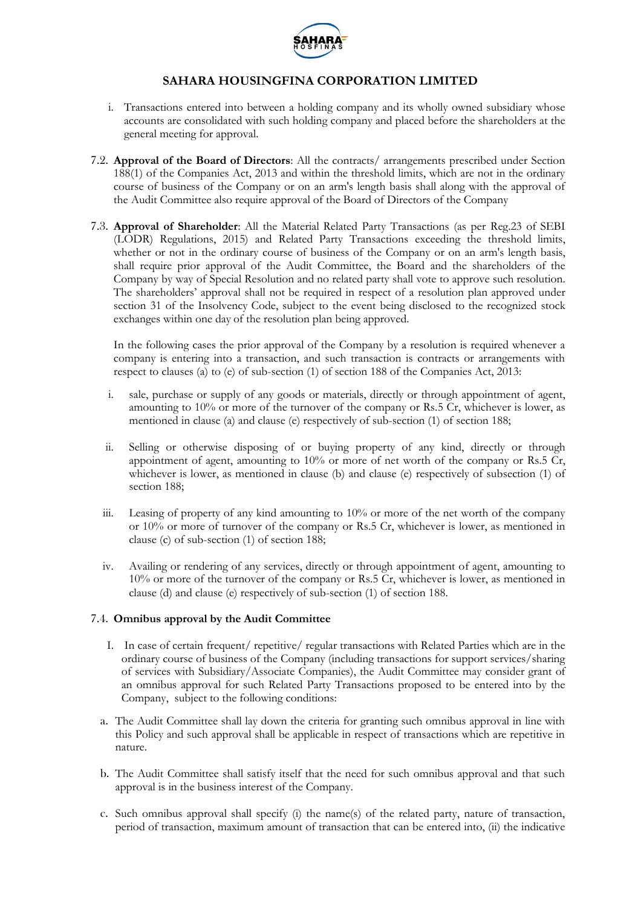i. Transactions entered into between a holding company and its wholly owned subsidiary whose accounts are consolidated with such holding company and placed before the shareholders at the general meeting for approval.

7.2. **Approval of the Board of Directors**: All the contracts/ arrangements prescribed under Section 188(1) of the Companies Act, 2013 and within the threshold limits, which are not in the ordinary course of business of the Company or on an arm's length basis shall along with the approval of the Audit Committee also require approval of the Board of Directors of the Company

7.3. **Approval of Shareholder**: All the Material Related Party Transactions (as per Reg.23 of SEBI (LODR) Regulations, 2015) and Related Party Transactions exceeding the threshold limits, whether or not in the ordinary course of business of the Company or on an arm's length basis, shall require prior approval of the Audit Committee, the Board and the shareholders of the Company by way of Special Resolution and no related party shall vote to approve such resolution. The shareholders' approval shall not be required in respect of a resolution plan approved under section 31 of the Insolvency Code, subject to the event being disclosed to the recognized stock exchanges within one day of the resolution plan being approved.

In the following cases the prior approval of the Company by a resolution is required whenever a company is entering into a transaction, and such transaction is contracts or arrangements with respect to clauses (a) to (e) of sub-section (1) of section 188 of the Companies Act, 2013:

i. sale, purchase or supply of any goods or materials, directly or through appointment of agent, amounting to 10% or more of the turnover of the company or Rs.5 Cr, whichever is lower, as mentioned in clause (a) and clause (e) respectively of sub-section (1) of section 188;

ii. Selling or otherwise disposing of or buying property of any kind, directly or through appointment of agent, amounting to 10% or more of net worth of the company or Rs.5 Cr, whichever is lower, as mentioned in clause (b) and clause (e) respectively of subsection (1) of section 188;

iii. Leasing of property of any kind amounting to 10% or more of the net worth of the company or 10% or more of turnover of the company or Rs.5 Cr, whichever is lower, as mentioned in clause (c) of sub-section (1) of section 188;

iv. Availing or rendering of any services, directly or through appointment of agent, amounting to 10% or more of the turnover of the company or Rs.5 Cr, whichever is lower, as mentioned in clause (d) and clause (e) respectively of sub-section (1) of section 188.

7.4. **Omnibus approval by the Audit Committee**

I. In case of certain frequent/ repetitive/ regular transactions with Related Parties which are in the ordinary course of business of the Company (including transactions for support services/sharing of services with Subsidiary/Associate Companies), the Audit Committee may consider grant of an omnibus approval for such Related Party Transactions proposed to be entered into by the Company, subject to the following conditions:

a. The Audit Committee shall lay down the criteria for granting such omnibus approval in line with this Policy and such approval shall be applicable in respect of transactions which are repetitive in nature.

b. The Audit Committee shall satisfy itself that the need for such omnibus approval and that such approval is in the business interest of the Company.

c. Such omnibus approval shall specify (i) the name(s) of the related party, nature of transaction, period of transaction, maximum amount of transaction that can be entered into, (ii) the indicative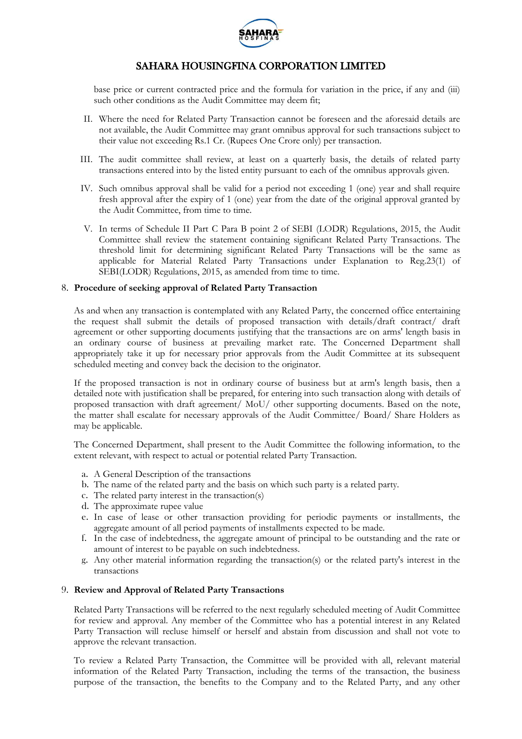base price or current contracted price and the formula for variation in the price, if any and (iii) such other conditions as the Audit Committee may deem fit;

II. Where the need for Related Party Transaction cannot be foreseen and the aforesaid details are not available, the Audit Committee may grant omnibus approval for such transactions subject to their value not exceeding Rs.1 Cr. (Rupees One Crore only) per transaction.

III. The audit committee shall review, at least on a quarterly basis, the details of related party transactions entered into by the listed entity pursuant to each of the omnibus approvals given.

IV. Such omnibus approval shall be valid for a period not exceeding 1 (one) year and shall require fresh approval after the expiry of 1 (one) year from the date of the original approval granted by the Audit Committee, from time to time.

V. In terms of Schedule II Part C Para B point 2 of SEBI (LODR) Regulations, 2015, the Audit Committee shall review the statement containing significant Related Party Transactions. The threshold limit for determining significant Related Party Transactions will be the same as applicable for Material Related Party Transactions under Explanation to Reg.23(1) of SEBI(LODR) Regulations, 2015, as amended from time to time.

## 8. Procedure of seeking approval of Related Party Transaction

As and when any transaction is contemplated with any Related Party, the concerned office entertaining the request shall submit the details of proposed transaction with details/draft contract/ draft agreement or other supporting documents justifying that the transactions are on arms' length basis in an ordinary course of business at prevailing market rate. The Concerned Department shall appropriately take it up for necessary prior approvals from the Audit Committee at its subsequent scheduled meeting and convey back the decision to the originator.

If the proposed transaction is not in ordinary course of business but at arm's length basis, then a detailed note with justification shall be prepared, for entering into such transaction along with details of proposed transaction with draft agreement/ MoU/ other supporting documents. Based on the note, the matter shall escalate for necessary approvals of the Audit Committee/ Board/ Share Holders as may be applicable.

The Concerned Department, shall present to the Audit Committee the following information, to the extent relevant, with respect to actual or potential related Party Transaction.

a. A General Description of the transactions
b. The name of the related party and the basis on which such party is a related party.
c. The related party interest in the transaction(s)
d. The approximate rupee value
e. In case of lease or other transaction providing for periodic payments or installments, the aggregate amount of all period payments of installments expected to be made.
f. In the case of indebtedness, the aggregate amount of principal to be outstanding and the rate or amount of interest to be payable on such indebtedness.
g. Any other material information regarding the transaction(s) or the related party's interest in the transactions

## 9. Review and Approval of Related Party Transactions

Related Party Transactions will be referred to the next regularly scheduled meeting of Audit Committee for review and approval. Any member of the Committee who has a potential interest in any Related Party Transaction will recluse himself or herself and abstain from discussion and shall not vote to approve the relevant transaction.

To review a Related Party Transaction, the Committee will be provided with all, relevant material information of the Related Party Transaction, including the terms of the transaction, the business purpose of the transaction, the benefits to the Company and to the Related Party, and any other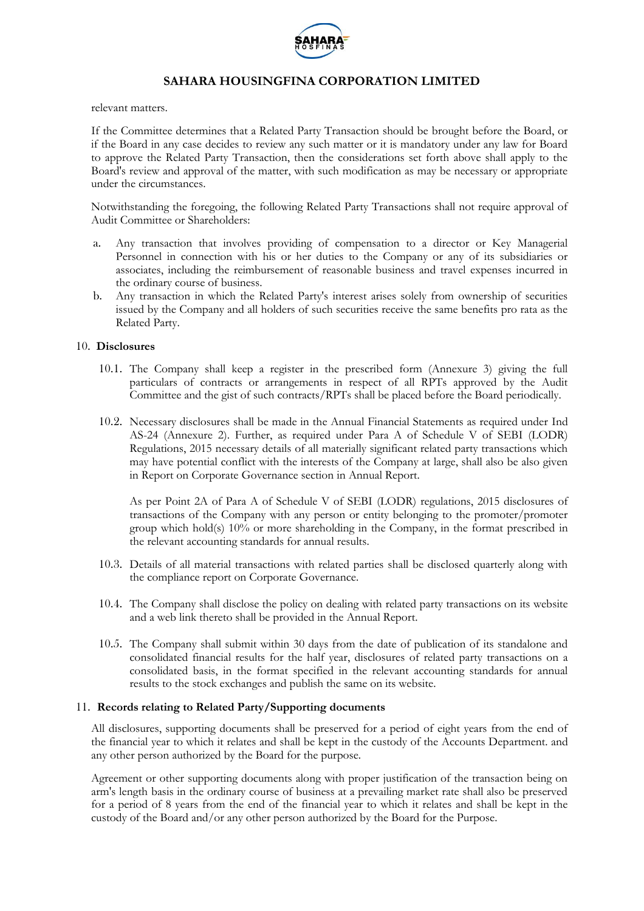relevant matters.

If the Committee determines that a Related Party Transaction should be brought before the Board, or if the Board in any case decides to review any such matter or it is mandatory under any law for Board to approve the Related Party Transaction, then the considerations set forth above shall apply to the Board's review and approval of the matter, with such modification as may be necessary or appropriate under the circumstances.

Notwithstanding the foregoing, the following Related Party Transactions shall not require approval of Audit Committee or Shareholders:

a. Any transaction that involves providing of compensation to a director or Key Managerial Personnel in connection with his or her duties to the Company or any of its subsidiaries or associates, including the reimbursement of reasonable business and travel expenses incurred in the ordinary course of business.
b. Any transaction in which the Related Party's interest arises solely from ownership of securities issued by the Company and all holders of such securities receive the same benefits pro rata as the Related Party.

## 10. Disclosures

10.1. The Company shall keep a register in the prescribed form (Annexure 3) giving the full particulars of contracts or arrangements in respect of all RPTs approved by the Audit Committee and the gist of such contracts/RPTs shall be placed before the Board periodically.

10.2. Necessary disclosures shall be made in the Annual Financial Statements as required under Ind AS-24 (Annexure 2). Further, as required under Para A of Schedule V of SEBI (LODR) Regulations, 2015 necessary details of all materially significant related party transactions which may have potential conflict with the interests of the Company at large, shall also be also given in Report on Corporate Governance section in Annual Report.

As per Point 2A of Para A of Schedule V of SEBI (LODR) regulations, 2015 disclosures of transactions of the Company with any person or entity belonging to the promoter/promoter group which hold(s) 10% or more shareholding in the Company, in the format prescribed in the relevant accounting standards for annual results.

10.3. Details of all material transactions with related parties shall be disclosed quarterly along with the compliance report on Corporate Governance.

10.4. The Company shall disclose the policy on dealing with related party transactions on its website and a web link thereto shall be provided in the Annual Report.

10.5. The Company shall submit within 30 days from the date of publication of its standalone and consolidated financial results for the half year, disclosures of related party transactions on a consolidated basis, in the format specified in the relevant accounting standards for annual results to the stock exchanges and publish the same on its website.

## 11. Records relating to Related Party/Supporting documents

All disclosures, supporting documents shall be preserved for a period of eight years from the end of the financial year to which it relates and shall be kept in the custody of the Accounts Department. and any other person authorized by the Board for the purpose.

Agreement or other supporting documents along with proper justification of the transaction being on arm's length basis in the ordinary course of business at a prevailing market rate shall also be preserved for a period of 8 years from the end of the financial year to which it relates and shall be kept in the custody of the Board and/or any other person authorized by the Board for the Purpose.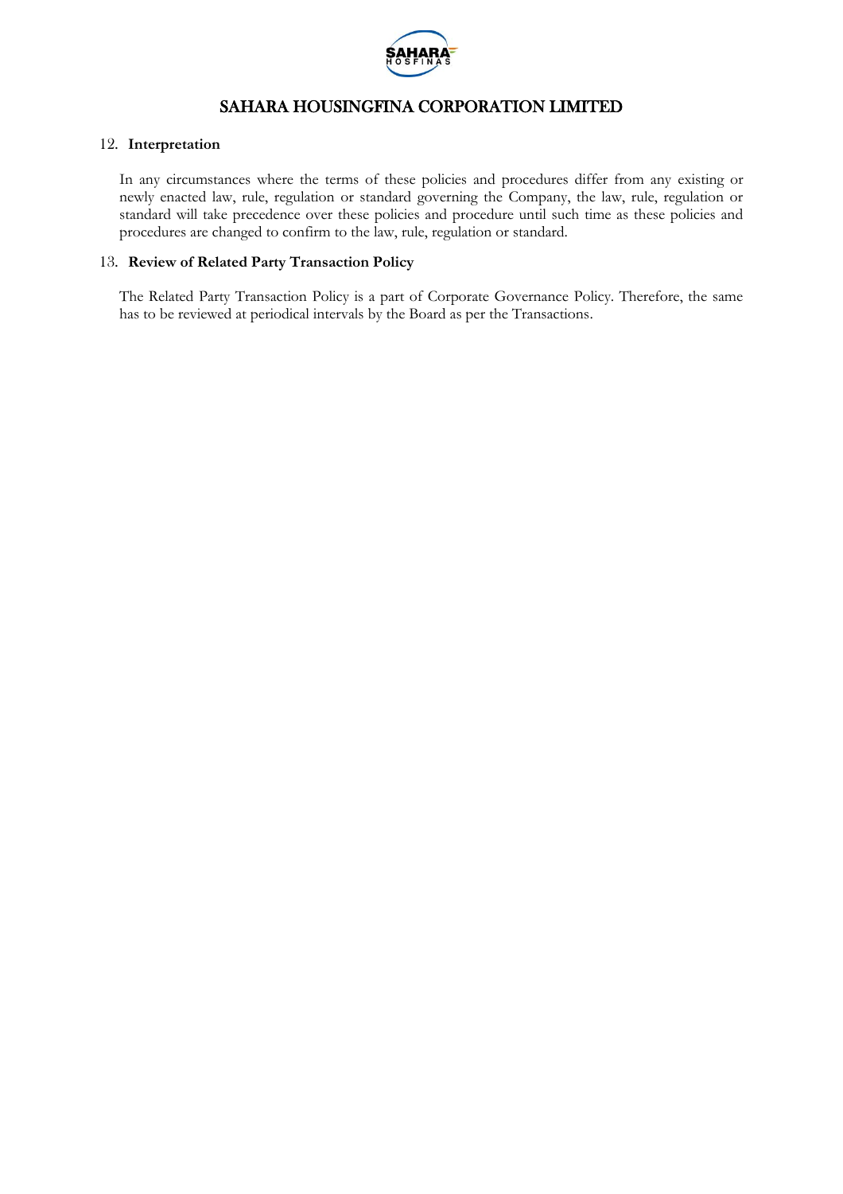## 12. **Interpretation**

In any circumstances where the terms of these policies and procedures differ from any existing or newly enacted law, rule, regulation or standard governing the Company, the law, rule, regulation or standard will take precedence over these policies and procedure until such time as these policies and procedures are changed to confirm to the law, rule, regulation or standard.

## 13. **Review of Related Party Transaction Policy**

The Related Party Transaction Policy is a part of Corporate Governance Policy. Therefore, the same has to be reviewed at periodical intervals by the Board as per the Transactions.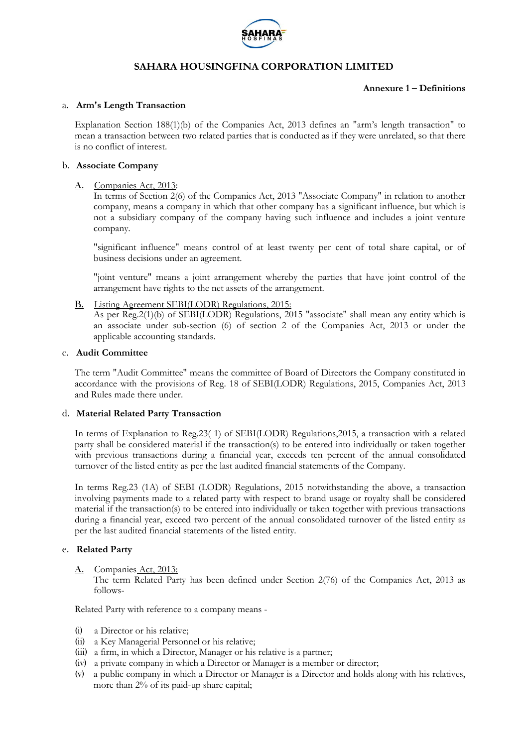# SAHARA HOUSINGFINA CORPORATION LIMITED

**Annexure 1 – Definitions**

a. **Arm's Length Transaction**

Explanation Section 188(1)(b) of the Companies Act, 2013 defines an "arm's length transaction" to mean a transaction between two related parties that is conducted as if they were unrelated, so that there is no conflict of interest.

b. **Associate Company**

**A.** Companies Act, 2013:
In terms of Section 2(6) of the Companies Act, 2013 "Associate Company" in relation to another company, means a company in which that other company has a significant influence, but which is not a subsidiary company of the company having such influence and includes a joint venture company.

"significant influence" means control of at least twenty per cent of total share capital, or of business decisions under an agreement.

"joint venture" means a joint arrangement whereby the parties that have joint control of the arrangement have rights to the net assets of the arrangement.

**B.** Listing Agreement SEBI(LODR) Regulations, 2015:
As per Reg.2(1)(b) of SEBI(LODR) Regulations, 2015 "associate" shall mean any entity which is an associate under sub-section (6) of section 2 of the Companies Act, 2013 or under the applicable accounting standards.

c. **Audit Committee**

The term "Audit Committee" means the committee of Board of Directors the Company constituted in accordance with the provisions of Reg. 18 of SEBI(LODR) Regulations, 2015, Companies Act, 2013 and Rules made there under.

d. **Material Related Party Transaction**

In terms of Explanation to Reg.23( 1) of SEBI(LODR) Regulations,2015, a transaction with a related party shall be considered material if the transaction(s) to be entered into individually or taken together with previous transactions during a financial year, exceeds ten percent of the annual consolidated turnover of the listed entity as per the last audited financial statements of the Company.

In terms Reg.23 (1A) of SEBI (LODR) Regulations, 2015 notwithstanding the above, a transaction involving payments made to a related party with respect to brand usage or royalty shall be considered material if the transaction(s) to be entered into individually or taken together with previous transactions during a financial year, exceed two percent of the annual consolidated turnover of the listed entity as per the last audited financial statements of the listed entity.

e. **Related Party**

**A.** Companies Act, 2013:
The term Related Party has been defined under Section 2(76) of the Companies Act, 2013 as follows-

Related Party with reference to a company means -

(i) a Director or his relative;
(ii) a Key Managerial Personnel or his relative;
(iii) a firm, in which a Director, Manager or his relative is a partner;
(iv) a private company in which a Director or Manager is a member or director;
(v) a public company in which a Director or Manager is a Director and holds along with his relatives, more than 2% of its paid-up share capital;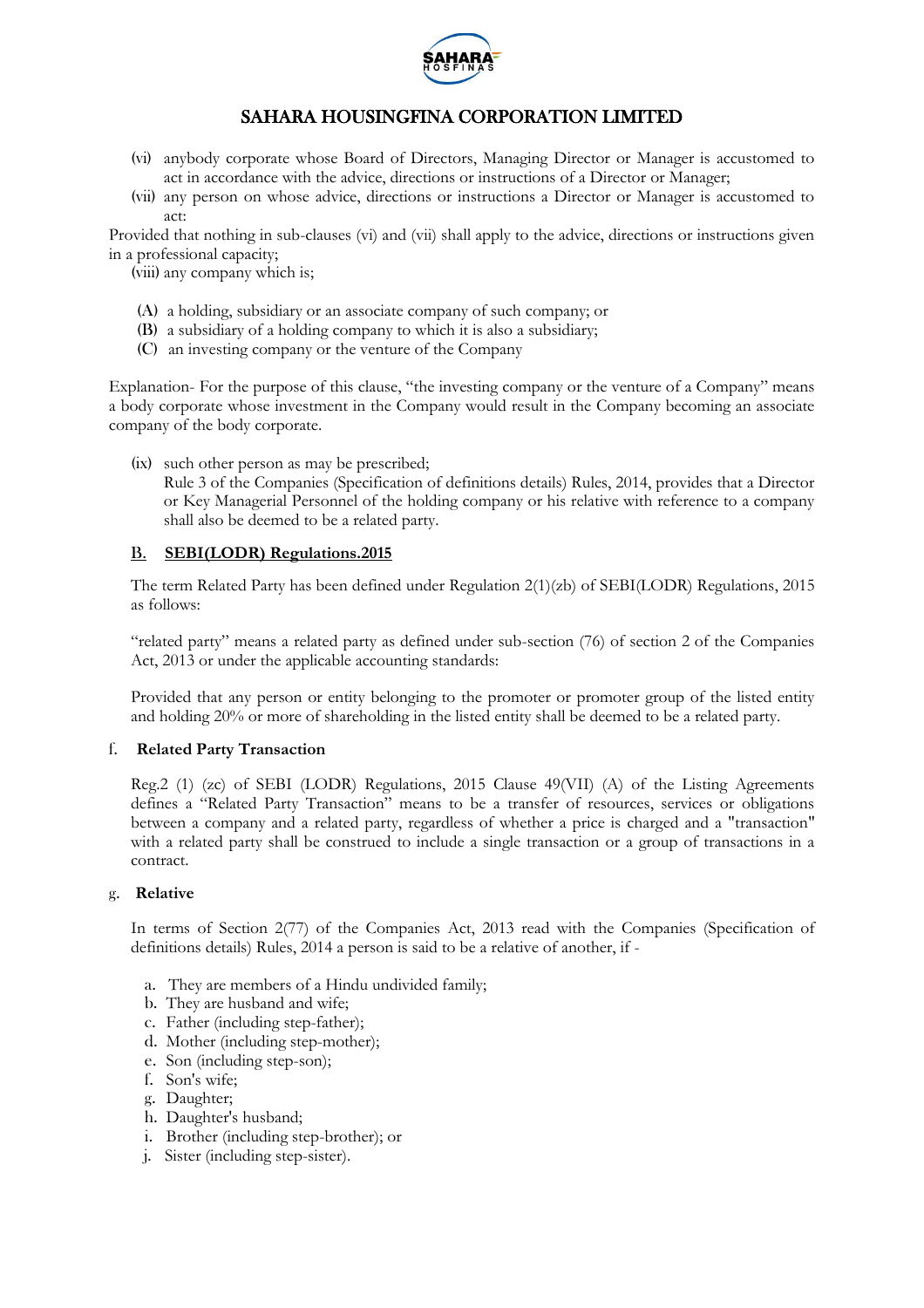(vi) anybody corporate whose Board of Directors, Managing Director or Manager is accustomed to act in accordance with the advice, directions or instructions of a Director or Manager;

(vii) any person on whose advice, directions or instructions a Director or Manager is accustomed to act:

Provided that nothing in sub-clauses (vi) and (vii) shall apply to the advice, directions or instructions given in a professional capacity;

(viii) any company which is;

- (A) a holding, subsidiary or an associate company of such company; or
- (B) a subsidiary of a holding company to which it is also a subsidiary;
- (C) an investing company or the venture of the Company

Explanation- For the purpose of this clause, "the investing company or the venture of a Company" means a body corporate whose investment in the Company would result in the Company becoming an associate company of the body corporate.

(ix) such other person as may be prescribed;
Rule 3 of the Companies (Specification of definitions details) Rules, 2014, provides that a Director or Key Managerial Personnel of the holding company or his relative with reference to a company shall also be deemed to be a related party.

**B. SEBI(LODR) Regulations.2015**

The term Related Party has been defined under Regulation 2(1)(zb) of SEBI(LODR) Regulations, 2015 as follows:

"related party" means a related party as defined under sub-section (76) of section 2 of the Companies Act, 2013 or under the applicable accounting standards:

Provided that any person or entity belonging to the promoter or promoter group of the listed entity and holding 20% or more of shareholding in the listed entity shall be deemed to be a related party.

**f. Related Party Transaction**

Reg.2 (1) (zc) of SEBI (LODR) Regulations, 2015 Clause 49(VII) (A) of the Listing Agreements defines a "Related Party Transaction" means to be a transfer of resources, services or obligations between a company and a related party, regardless of whether a price is charged and a "transaction" with a related party shall be construed to include a single transaction or a group of transactions in a contract.

**g. Relative**

In terms of Section 2(77) of the Companies Act, 2013 read with the Companies (Specification of definitions details) Rules, 2014 a person is said to be a relative of another, if -

a. They are members of a Hindu undivided family;
b. They are husband and wife;
c. Father (including step-father);
d. Mother (including step-mother);
e. Son (including step-son);
f. Son's wife;
g. Daughter;
h. Daughter's husband;
i. Brother (including step-brother); or
j. Sister (including step-sister).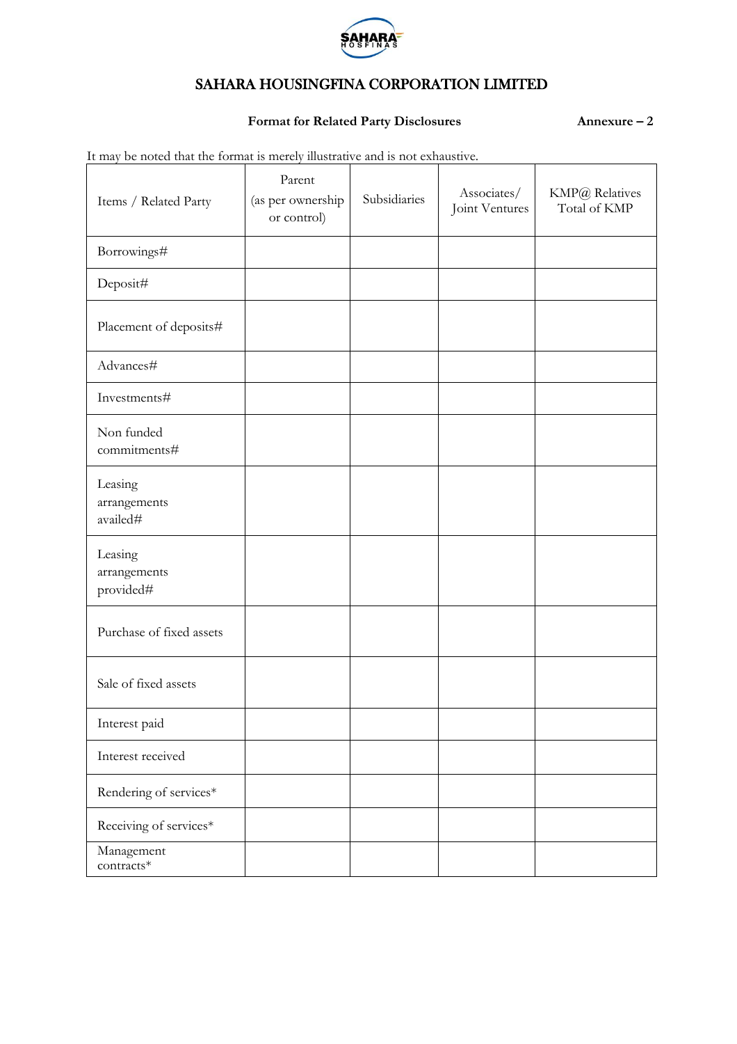# SAHARA HOUSINGFINA CORPORATION LIMITED

**Format for Related Party Disclosures** **Annexure – 2**

It may be noted that the format is merely illustrative and is not exhaustive.

| Items / Related Party | Parent (as per ownership or control) | Subsidiaries | Associates/ Joint Ventures | KMP@ Relatives Total of KMP |
|---|---|---|---|---|
| Borrowings# | | | | |
| Deposit# | | | | |
| Placement of deposits# | | | | |
| Advances# | | | | |
| Investments# | | | | |
| Non funded commitments# | | | | |
| Leasing arrangements availed# | | | | |
| Leasing arrangements provided# | | | | |
| Purchase of fixed assets | | | | |
| Sale of fixed assets | | | | |
| Interest paid | | | | |
| Interest received | | | | |
| Rendering of services* | | | | |
| Receiving of services* | | | | |
| Management contracts* | | | | |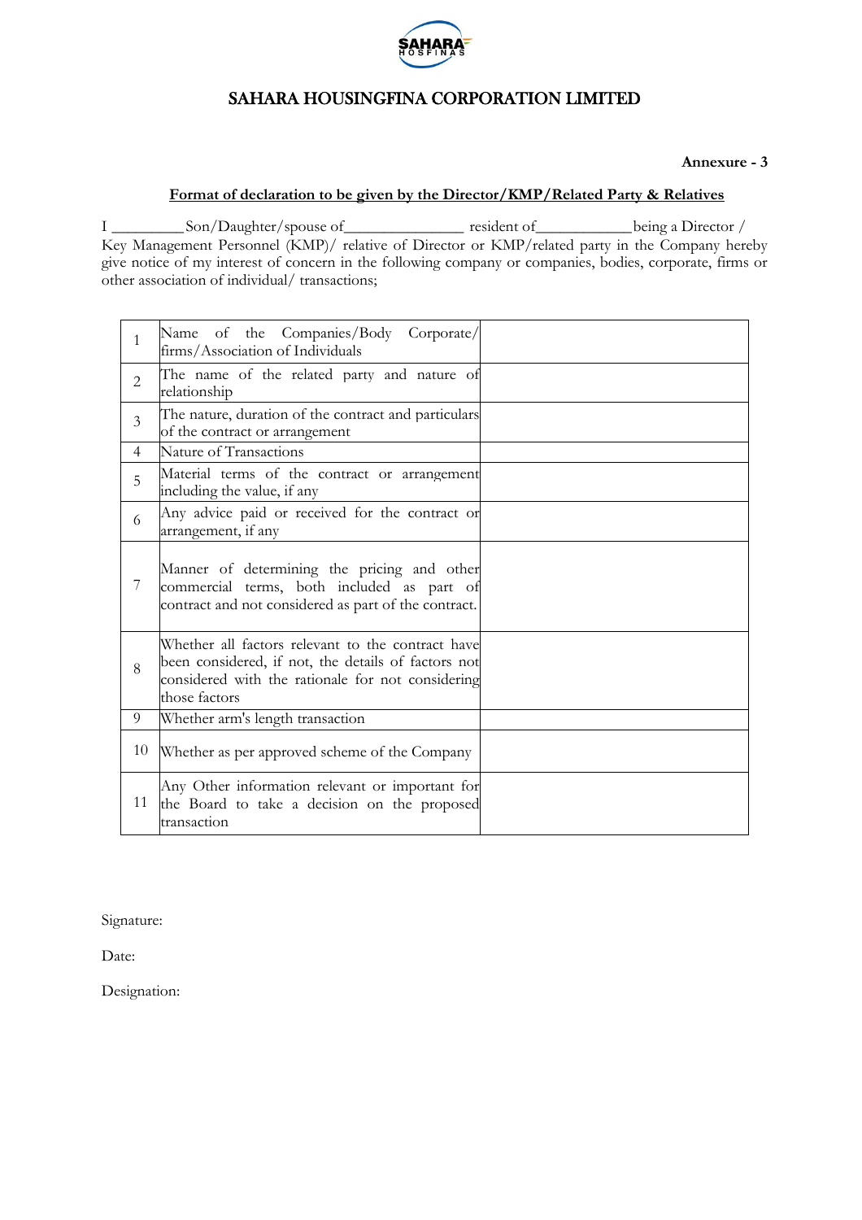# SAHARA HOUSINGFINA CORPORATION LIMITED

**Annexure - 3**

**Format of declaration to be given by the Director/KMP/Related Party & Relatives**

I _________ Son/Daughter/spouse of_______________ resident of____________ being a Director / Key Management Personnel (KMP)/ relative of Director or KMP/related party in the Company hereby give notice of my interest of concern in the following company or companies, bodies, corporate, firms or other association of individual/ transactions;

| | | |
|---|---|---|
| 1 | Name of the Companies/Body Corporate/ firms/Association of Individuals | |
| 2 | The name of the related party and nature of relationship | |
| 3 | The nature, duration of the contract and particulars of the contract or arrangement | |
| 4 | Nature of Transactions | |
| 5 | Material terms of the contract or arrangement including the value, if any | |
| 6 | Any advice paid or received for the contract or arrangement, if any | |
| 7 | Manner of determining the pricing and other commercial terms, both included as part of contract and not considered as part of the contract. | |
| 8 | Whether all factors relevant to the contract have been considered, if not, the details of factors not considered with the rationale for not considering those factors | |
| 9 | Whether arm's length transaction | |
| 10 | Whether as per approved scheme of the Company | |
| 11 | Any Other information relevant or important for the Board to take a decision on the proposed transaction | |

Signature:

Date:

Designation: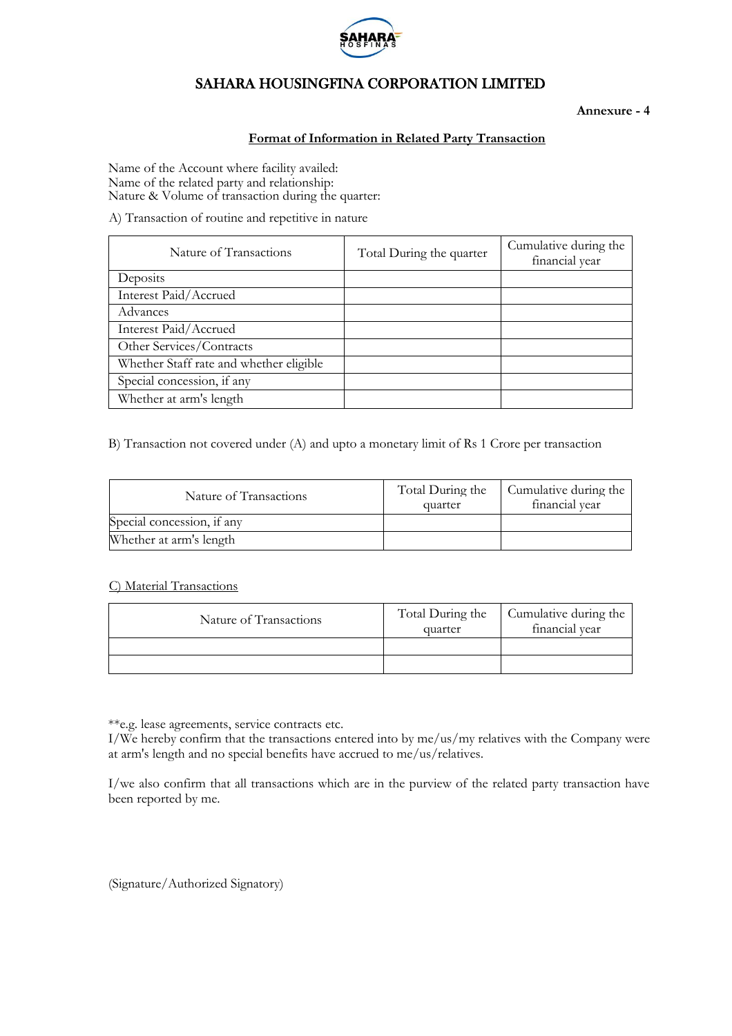# SAHARA HOUSINGFINA CORPORATION LIMITED

**Annexure - 4**

**Format of Information in Related Party Transaction**

Name of the Account where facility availed:
Name of the related party and relationship:
Nature & Volume of transaction during the quarter:

A) Transaction of routine and repetitive in nature

| Nature of Transactions | Total During the quarter | Cumulative during the financial year |
|---|---|---|
| Deposits | | |
| Interest Paid/Accrued | | |
| Advances | | |
| Interest Paid/Accrued | | |
| Other Services/Contracts | | |
| Whether Staff rate and whether eligible | | |
| Special concession, if any | | |
| Whether at arm's length | | |

B) Transaction not covered under (A) and upto a monetary limit of Rs 1 Crore per transaction

| Nature of Transactions | Total During the quarter | Cumulative during the financial year |
|---|---|---|
| Special concession, if any | | |
| Whether at arm's length | | |

C) Material Transactions

| Nature of Transactions | Total During the quarter | Cumulative during the financial year |
|---|---|---|
| | | |
| | | |

**e.g. lease agreements, service contracts etc.

I/We hereby confirm that the transactions entered into by me/us/my relatives with the Company were at arm's length and no special benefits have accrued to me/us/relatives.

I/we also confirm that all transactions which are in the purview of the related party transaction have been reported by me.

(Signature/Authorized Signatory)